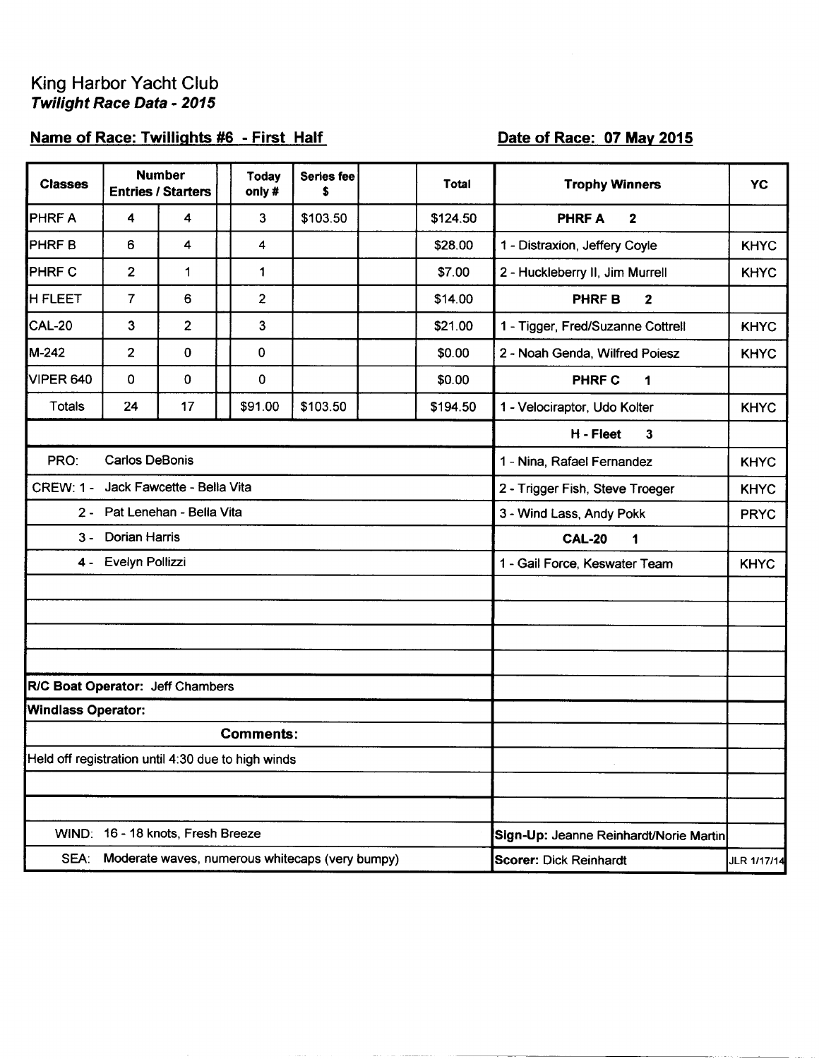King Harbor Yacht Club

***Twilight Race Data - 2015***

**Name of Race: Twillights #6 - First Half**

**Date of Race: 07 May 2015**

| Classes | Number Entries | Starters | | Today only # | Series fee $ | | Total |
|---|---|---|---|---|---|---|---|
| PHRF A | 4 | 4 | | 3 | $103.50 | | $124.50 |
| PHRF B | 6 | 4 | | 4 | | | $28.00 |
| PHRF C | 2 | 1 | | 1 | | | $7.00 |
| H FLEET | 7 | 6 | | 2 | | | $14.00 |
| CAL-20 | 3 | 2 | | 3 | | | $21.00 |
| M-242 | 2 | 0 | | 0 | | | $0.00 |
| VIPER 640 | 0 | 0 | | 0 | | | $0.00 |
| Totals | 24 | 17 | | $91.00 | $103.50 | | $194.50 |

PRO: Carlos DeBonis

CREW: 1 - Jack Fawcette - Bella Vita

2 - Pat Lenehan - Bella Vita

3 - Dorian Harris

4 - Evelyn Pollizzi

**R/C Boat Operator:** Jeff Chambers

**Windlass Operator:**

**Comments:**

Held off registration until 4:30 due to high winds

WIND: 16 - 18 knots, Fresh Breeze

SEA: Moderate waves, numerous whitecaps (very bumpy)

| Trophy Winners | YC |
|---|---|
| **PHRF A 2** | |
| 1 - Distraxion, Jeffery Coyle | KHYC |
| 2 - Huckleberry II, Jim Murrell | KHYC |
| **PHRF B 2** | |
| 1 - Tigger, Fred/Suzanne Cottrell | KHYC |
| 2 - Noah Genda, Wilfred Poiesz | KHYC |
| **PHRF C 1** | |
| 1 - Velociraptor, Udo Kolter | KHYC |
| **H - Fleet 3** | |
| 1 - Nina, Rafael Fernandez | KHYC |
| 2 - Trigger Fish, Steve Troeger | KHYC |
| 3 - Wind Lass, Andy Pokk | PRYC |
| **CAL-20 1** | |
| 1 - Gail Force, Keswater Team | KHYC |

**Sign-Up:** Jeanne Reinhardt/Norie Martin

**Scorer:** Dick Reinhardt

JLR 1/17/14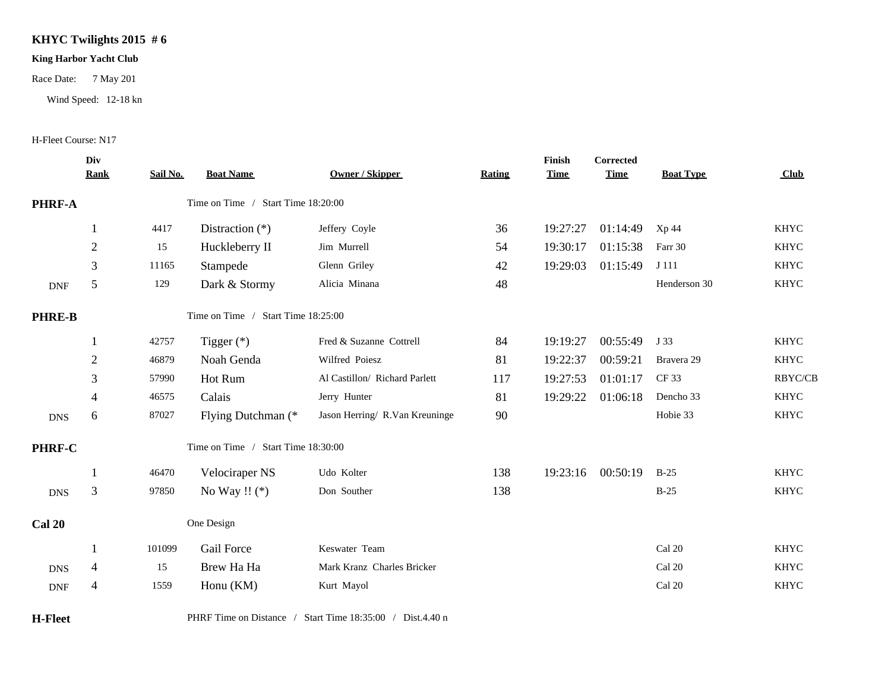**KHYC Twilights 2015 # 6**

**King Harbor Yacht Club**

Race Date: 7 May 201

Wind Speed: 12-18 kn

H-Fleet Course: N17

| | Div Rank | Sail No. | Boat Name | Owner / Skipper | Rating | Finish Time | Corrected Time | Boat Type | Club |
|---|---|---|---|---|---|---|---|---|---|
| **PHRF-A** | | | Time on Time / Start Time 18:20:00 | | | | | | |
| | 1 | 4417 | Distraction (*) | Jeffery Coyle | 36 | 19:27:27 | 01:14:49 | Xp 44 | KHYC |
| | 2 | 15 | Huckleberry II | Jim Murrell | 54 | 19:30:17 | 01:15:38 | Farr 30 | KHYC |
| | 3 | 11165 | Stampede | Glenn Griley | 42 | 19:29:03 | 01:15:49 | J 111 | KHYC |
| DNF | 5 | 129 | Dark & Stormy | Alicia Minana | 48 | | | Henderson 30 | KHYC |
| **PHRE-B** | | | Time on Time / Start Time 18:25:00 | | | | | | |
| | 1 | 42757 | Tigger (*) | Fred & Suzanne Cottrell | 84 | 19:19:27 | 00:55:49 | J 33 | KHYC |
| | 2 | 46879 | Noah Genda | Wilfred Poiesz | 81 | 19:22:37 | 00:59:21 | Bravera 29 | KHYC |
| | 3 | 57990 | Hot Rum | Al Castillon/ Richard Parlett | 117 | 19:27:53 | 01:01:17 | CF 33 | RBYC/CB |
| | 4 | 46575 | Calais | Jerry Hunter | 81 | 19:29:22 | 01:06:18 | Dencho 33 | KHYC |
| DNS | 6 | 87027 | Flying Dutchman (* | Jason Herring/ R.Van Kreuninge | 90 | | | Hobie 33 | KHYC |
| **PHRF-C** | | | Time on Time / Start Time 18:30:00 | | | | | | |
| | 1 | 46470 | Velociraper NS | Udo Kolter | 138 | 19:23:16 | 00:50:19 | B-25 | KHYC |
| DNS | 3 | 97850 | No Way !! (*) | Don Souther | 138 | | | B-25 | KHYC |
| **Cal 20** | | | One Design | | | | | | |
| | 1 | 101099 | Gail Force | Keswater Team | | | | Cal 20 | KHYC |
| DNS | 4 | 15 | Brew Ha Ha | Mark Kranz Charles Bricker | | | | Cal 20 | KHYC |
| DNF | 4 | 1559 | Honu (KM) | Kurt Mayol | | | | Cal 20 | KHYC |
| **H-Fleet** | | | PHRF Time on Distance / Start Time 18:35:00 / Dist.4.40 n | | | | | | |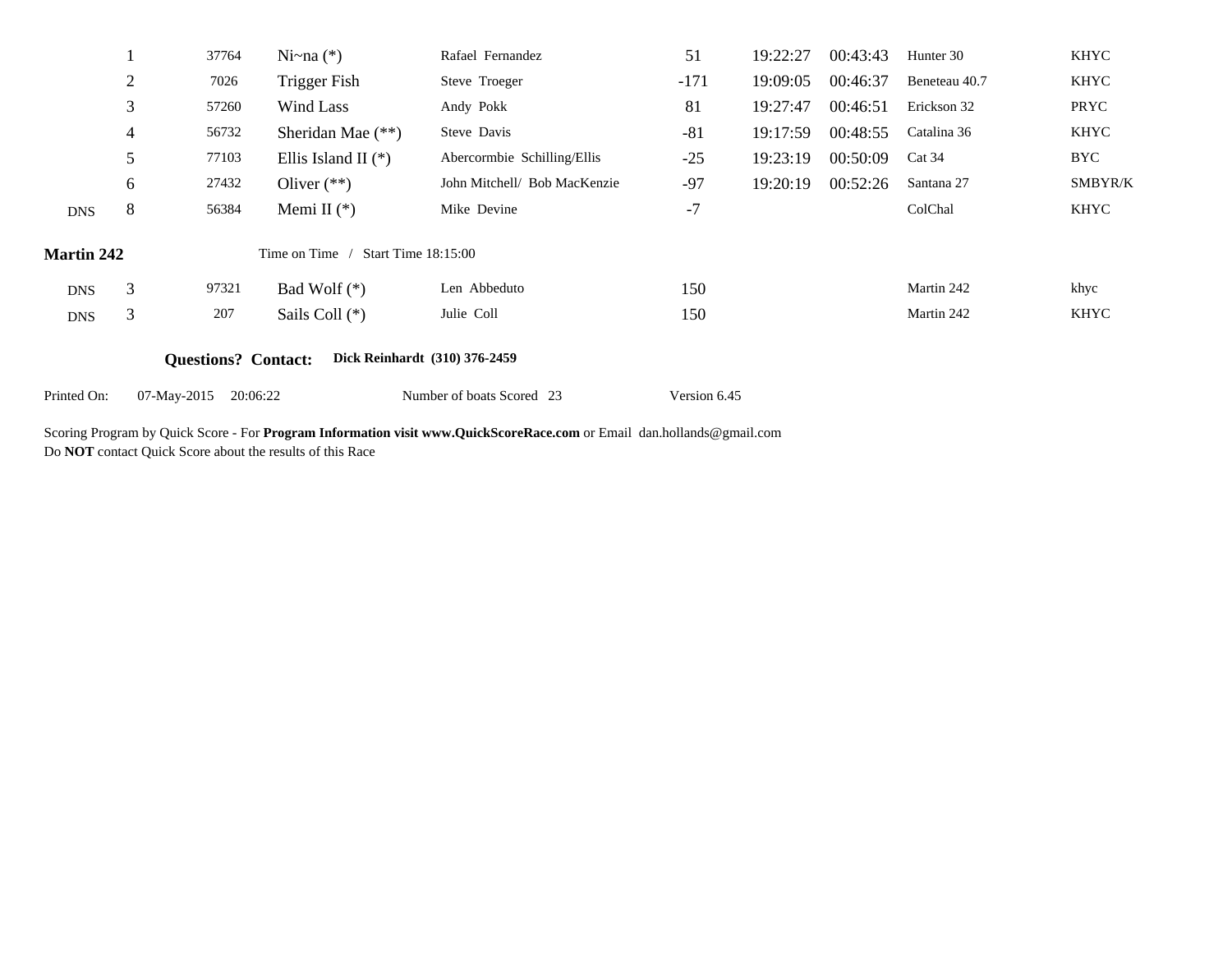| | | | | | | | | | |
|---|---|---|---|---|---|---|---|---|---|
| | 1 | 37764 | Ni~na (*) | Rafael Fernandez | 51 | 19:22:27 | 00:43:43 | Hunter 30 | KHYC |
| | 2 | 7026 | Trigger Fish | Steve Troeger | -171 | 19:09:05 | 00:46:37 | Beneteau 40.7 | KHYC |
| | 3 | 57260 | Wind Lass | Andy Pokk | 81 | 19:27:47 | 00:46:51 | Erickson 32 | PRYC |
| | 4 | 56732 | Sheridan Mae (**) | Steve Davis | -81 | 19:17:59 | 00:48:55 | Catalina 36 | KHYC |
| | 5 | 77103 | Ellis Island II (*) | Abercormbie Schilling/Ellis | -25 | 19:23:19 | 00:50:09 | Cat 34 | BYC |
| | 6 | 27432 | Oliver (**) | John Mitchell/ Bob MacKenzie | -97 | 19:20:19 | 00:52:26 | Santana 27 | SMBYR/K |
| DNS | 8 | 56384 | Memi II (*) | Mike Devine | -7 | | | ColChal | KHYC |

**Martin 242** Time on Time / Start Time 18:15:00

| | | | | | | | | | |
|---|---|---|---|---|---|---|---|---|---|
| DNS | 3 | 97321 | Bad Wolf (*) | Len Abbeduto | 150 | | | Martin 242 | khyc |
| DNS | 3 | 207 | Sails Coll (*) | Julie Coll | 150 | | | Martin 242 | KHYC |

**Questions? Contact:** **Dick Reinhardt (310) 376-2459**

Printed On: 07-May-2015 20:06:22 Number of boats Scored 23 Version 6.45

Scoring Program by Quick Score - For **Program Information visit www.QuickScoreRace.com** or Email dan.hollands@gmail.com
Do **NOT** contact Quick Score about the results of this Race